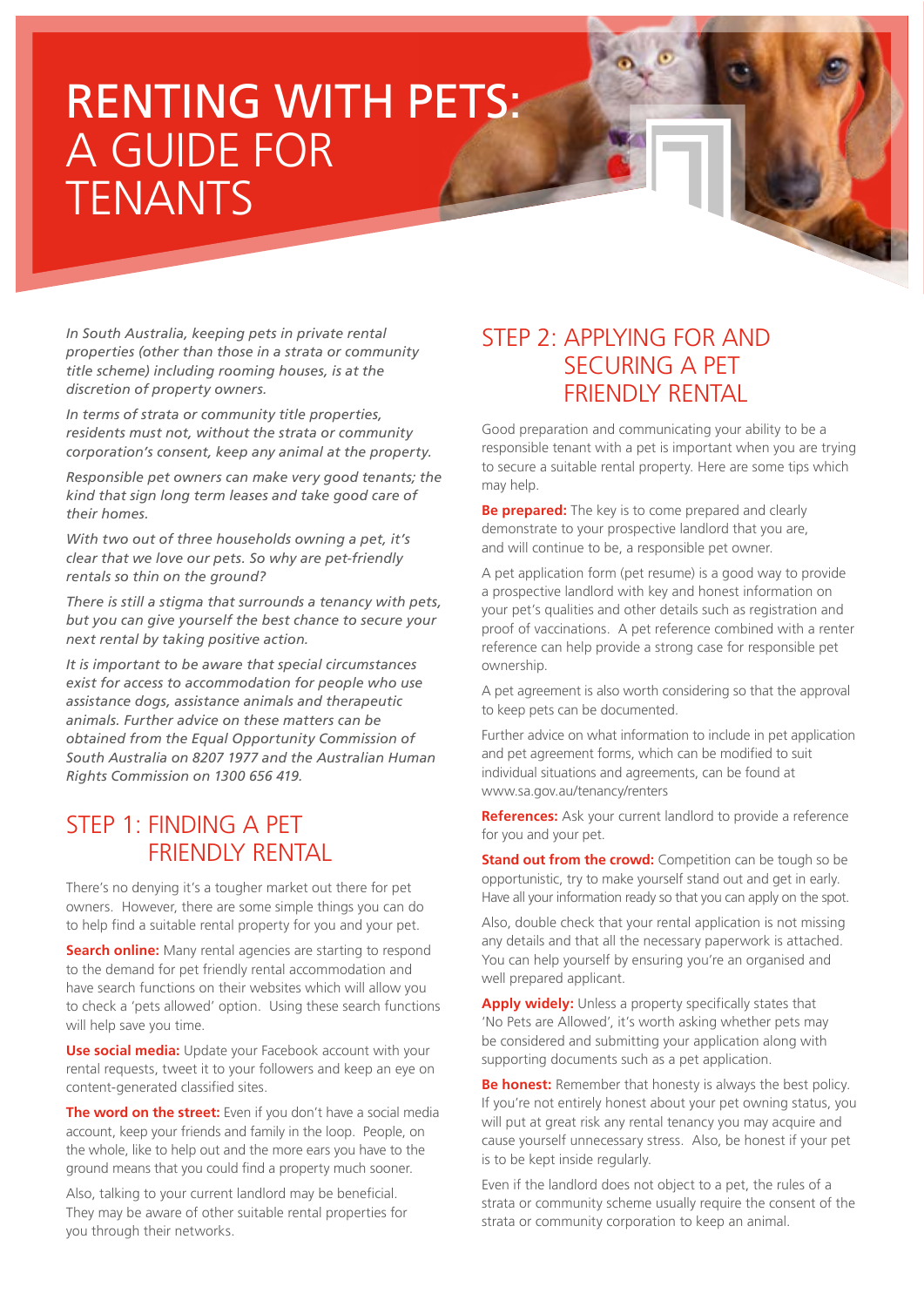# RENTING WITH PETS: A GUIDE FOR TENANTS

*In South Australia, keeping pets in private rental properties (other than those in a strata or community title scheme) including rooming houses, is at the discretion of property owners.*

*In terms of strata or community title properties, residents must not, without the strata or community corporation's consent, keep any animal at the property.*

*Responsible pet owners can make very good tenants; the kind that sign long term leases and take good care of their homes.*

*With two out of three households owning a pet, it's clear that we love our pets. So why are pet-friendly rentals so thin on the ground?*

*There is still a stigma that surrounds a tenancy with pets, but you can give yourself the best chance to secure your next rental by taking positive action.*

*It is important to be aware that special circumstances exist for access to accommodation for people who use assistance dogs, assistance animals and therapeutic animals. Further advice on these matters can be obtained from the Equal Opportunity Commission of South Australia on 8207 1977 and the Australian Human Rights Commission on 1300 656 419.*

## STEP 1: FINDING A PET FRIENDLY RENTAL

There's no denying it's a tougher market out there for pet owners. However, there are some simple things you can do to help find a suitable rental property for you and your pet.

**Search online:** Many rental agencies are starting to respond to the demand for pet friendly rental accommodation and have search functions on their websites which will allow you to check a 'pets allowed' option. Using these search functions will help save you time.

**Use social media:** Update your Facebook account with your rental requests, tweet it to your followers and keep an eye on content-generated classified sites.

**The word on the street:** Even if you don't have a social media account, keep your friends and family in the loop. People, on the whole, like to help out and the more ears you have to the ground means that you could find a property much sooner.

Also, talking to your current landlord may be beneficial. They may be aware of other suitable rental properties for you through their networks.

## STEP 2: APPLYING FOR AND SECURING A PET FRIENDLY RENTAL

Good preparation and communicating your ability to be a responsible tenant with a pet is important when you are trying to secure a suitable rental property. Here are some tips which may help.

**Be prepared:** The key is to come prepared and clearly demonstrate to your prospective landlord that you are, and will continue to be, a responsible pet owner.

A pet application form (pet resume) is a good way to provide a prospective landlord with key and honest information on your pet's qualities and other details such as registration and proof of vaccinations. A pet reference combined with a renter reference can help provide a strong case for responsible pet ownership.

A pet agreement is also worth considering so that the approval to keep pets can be documented.

Further advice on what information to include in pet application and pet agreement forms, which can be modified to suit individual situations and agreements, can be found at www.sa.gov.au/tenancy/renters

**References:** Ask your current landlord to provide a reference for you and your pet.

**Stand out from the crowd:** Competition can be tough so be opportunistic, try to make yourself stand out and get in early. Have all your information ready so that you can apply on the spot.

Also, double check that your rental application is not missing any details and that all the necessary paperwork is attached. You can help yourself by ensuring you're an organised and well prepared applicant.

**Apply widely:** Unless a property specifically states that 'No Pets are Allowed', it's worth asking whether pets may be considered and submitting your application along with supporting documents such as a pet application.

**Be honest:** Remember that honesty is always the best policy. If you're not entirely honest about your pet owning status, you will put at great risk any rental tenancy you may acquire and cause yourself unnecessary stress. Also, be honest if your pet is to be kept inside regularly.

Even if the landlord does not object to a pet, the rules of a strata or community scheme usually require the consent of the strata or community corporation to keep an animal.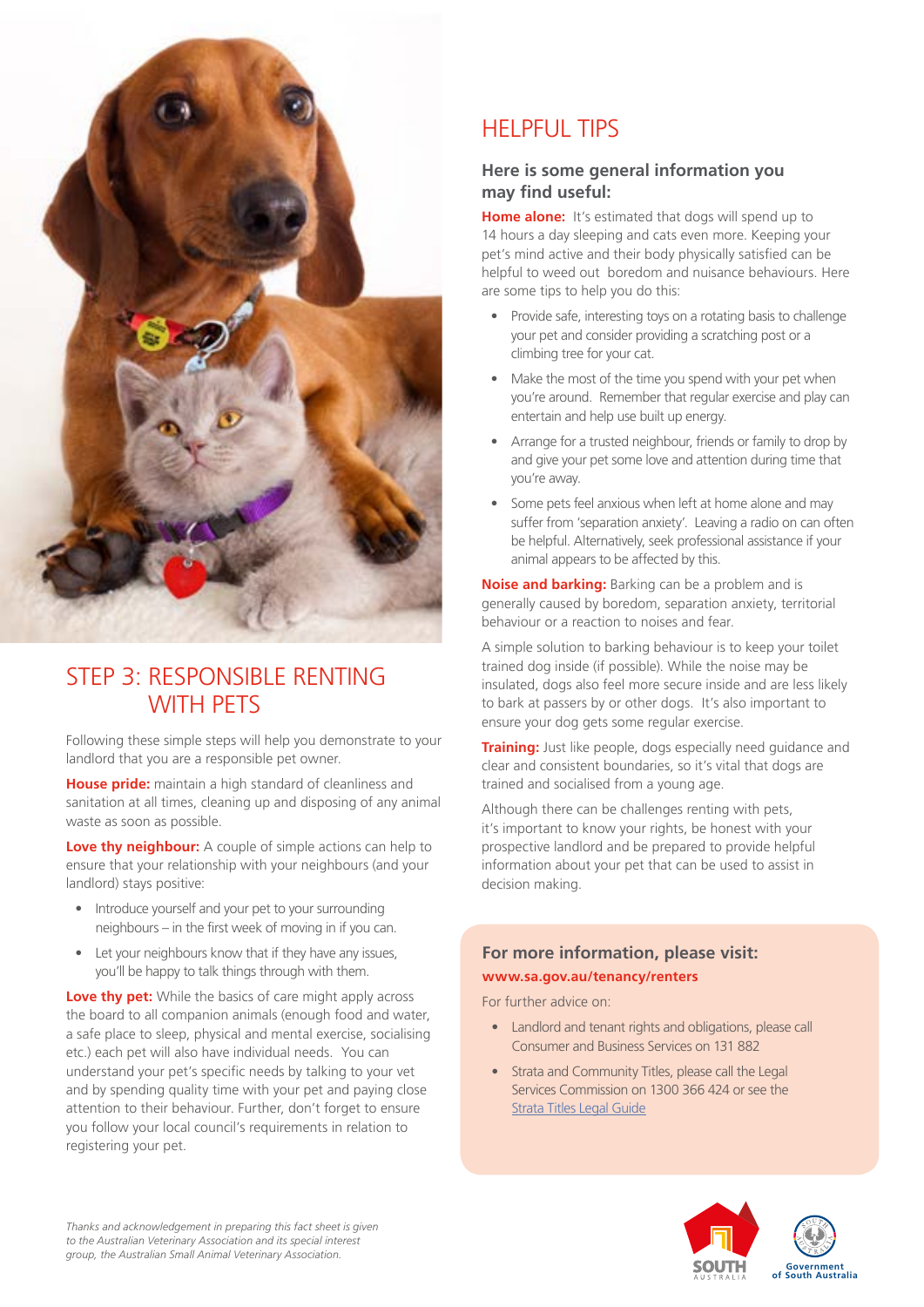## STEP 3: RESPONSIBLE RENTING WITH PETS

Following these simple steps will help you demonstrate to your landlord that you are a responsible pet owner.

**House pride:** maintain a high standard of cleanliness and sanitation at all times, cleaning up and disposing of any animal waste as soon as possible.

**Love thy neighbour:** A couple of simple actions can help to ensure that your relationship with your neighbours (and your landlord) stays positive:

- Introduce yourself and your pet to your surrounding neighbours – in the first week of moving in if you can.
- Let your neighbours know that if they have any issues, you'll be happy to talk things through with them.

**Love thy pet:** While the basics of care might apply across the board to all companion animals (enough food and water, a safe place to sleep, physical and mental exercise, socialising etc.) each pet will also have individual needs. You can understand your pet's specific needs by talking to your vet and by spending quality time with your pet and paying close attention to their behaviour. Further, don't forget to ensure you follow your local council's requirements in relation to registering your pet.

*Thanks and acknowledgement in preparing this fact sheet is given to the Australian Veterinary Association and its special interest group, the Australian Small Animal Veterinary Association.*

## HELPFUL TIPS

### Here is some general information you may find useful:

**Home alone:** It's estimated that dogs will spend up to 14 hours a day sleeping and cats even more. Keeping your pet's mind active and their body physically satisfied can be helpful to weed out boredom and nuisance behaviours. Here are some tips to help you do this:

- Provide safe, interesting toys on a rotating basis to challenge your pet and consider providing a scratching post or a climbing tree for your cat.
- Make the most of the time you spend with your pet when you're around. Remember that regular exercise and play can entertain and help use built up energy.
- Arrange for a trusted neighbour, friends or family to drop by and give your pet some love and attention during time that you're away.
- Some pets feel anxious when left at home alone and may suffer from 'separation anxiety'. Leaving a radio on can often be helpful. Alternatively, seek professional assistance if your animal appears to be affected by this.

**Noise and barking:** Barking can be a problem and is generally caused by boredom, separation anxiety, territorial behaviour or a reaction to noises and fear.

A simple solution to barking behaviour is to keep your toilet trained dog inside (if possible). While the noise may be insulated, dogs also feel more secure inside and are less likely to bark at passers by or other dogs. It's also important to ensure your dog gets some regular exercise.

**Training:** Just like people, dogs especially need guidance and clear and consistent boundaries, so it's vital that dogs are trained and socialised from a young age.

Although there can be challenges renting with pets, it's important to know your rights, be honest with your prospective landlord and be prepared to provide helpful information about your pet that can be used to assist in decision making.

### For more information, please visit:

**www.sa.gov.au/tenancy/renters**

For further advice on:

- Landlord and tenant rights and obligations, please call Consumer and Business Services on 131 882
- Strata and Community Titles, please call the Legal Services Commission on 1300 366 424 or see the Strata Titles Legal Guide

SOUTH AUSTRALIA

Government of South Australia